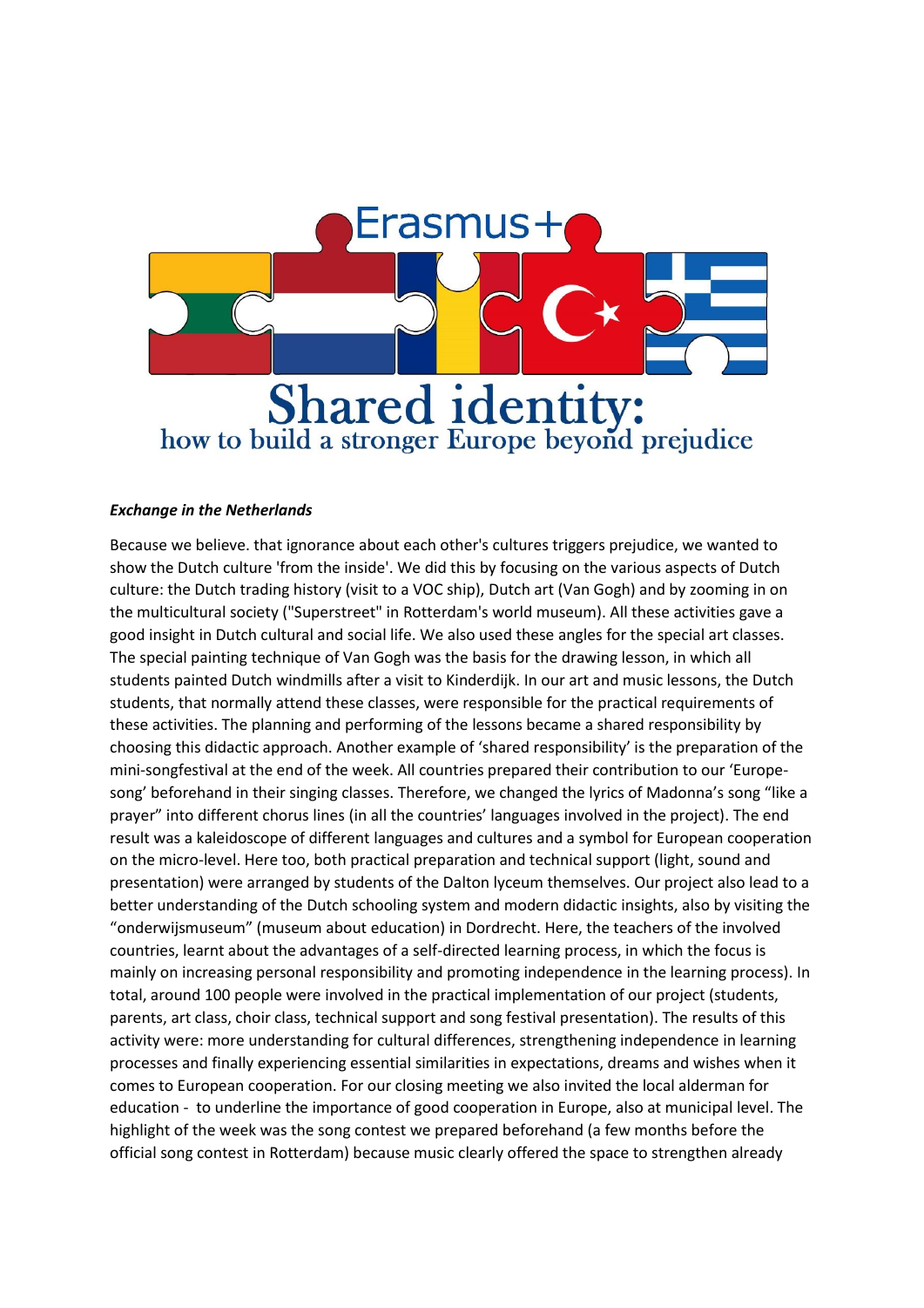Erasmus+

# Shared identity:
## how to build a stronger Europe beyond prejudice

***Exchange in the Netherlands***

Because we believe. that ignorance about each other's cultures triggers prejudice, we wanted to show the Dutch culture 'from the inside'. We did this by focusing on the various aspects of Dutch culture: the Dutch trading history (visit to a VOC ship), Dutch art (Van Gogh) and by zooming in on the multicultural society ("Superstreet" in Rotterdam's world museum). All these activities gave a good insight in Dutch cultural and social life. We also used these angles for the special art classes. The special painting technique of Van Gogh was the basis for the drawing lesson, in which all students painted Dutch windmills after a visit to Kinderdijk. In our art and music lessons, the Dutch students, that normally attend these classes, were responsible for the practical requirements of these activities. The planning and performing of the lessons became a shared responsibility by choosing this didactic approach. Another example of 'shared responsibility' is the preparation of the mini-songfestival at the end of the week. All countries prepared their contribution to our 'Europe-song' beforehand in their singing classes. Therefore, we changed the lyrics of Madonna's song "like a prayer" into different chorus lines (in all the countries' languages involved in the project). The end result was a kaleidoscope of different languages and cultures and a symbol for European cooperation on the micro-level. Here too, both practical preparation and technical support (light, sound and presentation) were arranged by students of the Dalton lyceum themselves. Our project also lead to a better understanding of the Dutch schooling system and modern didactic insights, also by visiting the "onderwijsmuseum" (museum about education) in Dordrecht. Here, the teachers of the involved countries, learnt about the advantages of a self-directed learning process, in which the focus is mainly on increasing personal responsibility and promoting independence in the learning process). In total, around 100 people were involved in the practical implementation of our project (students, parents, art class, choir class, technical support and song festival presentation). The results of this activity were: more understanding for cultural differences, strengthening independence in learning processes and finally experiencing essential similarities in expectations, dreams and wishes when it comes to European cooperation. For our closing meeting we also invited the local alderman for education - to underline the importance of good cooperation in Europe, also at municipal level. The highlight of the week was the song contest we prepared beforehand (a few months before the official song contest in Rotterdam) because music clearly offered the space to strengthen already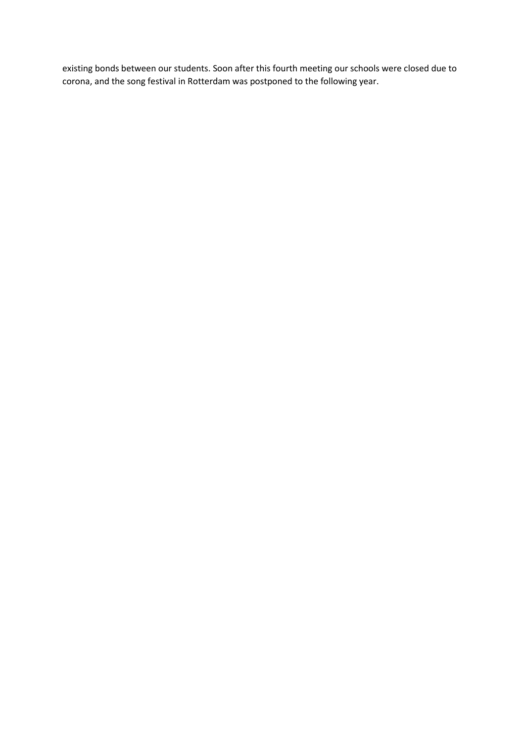existing bonds between our students. Soon after this fourth meeting our schools were closed due to corona, and the song festival in Rotterdam was postponed to the following year.